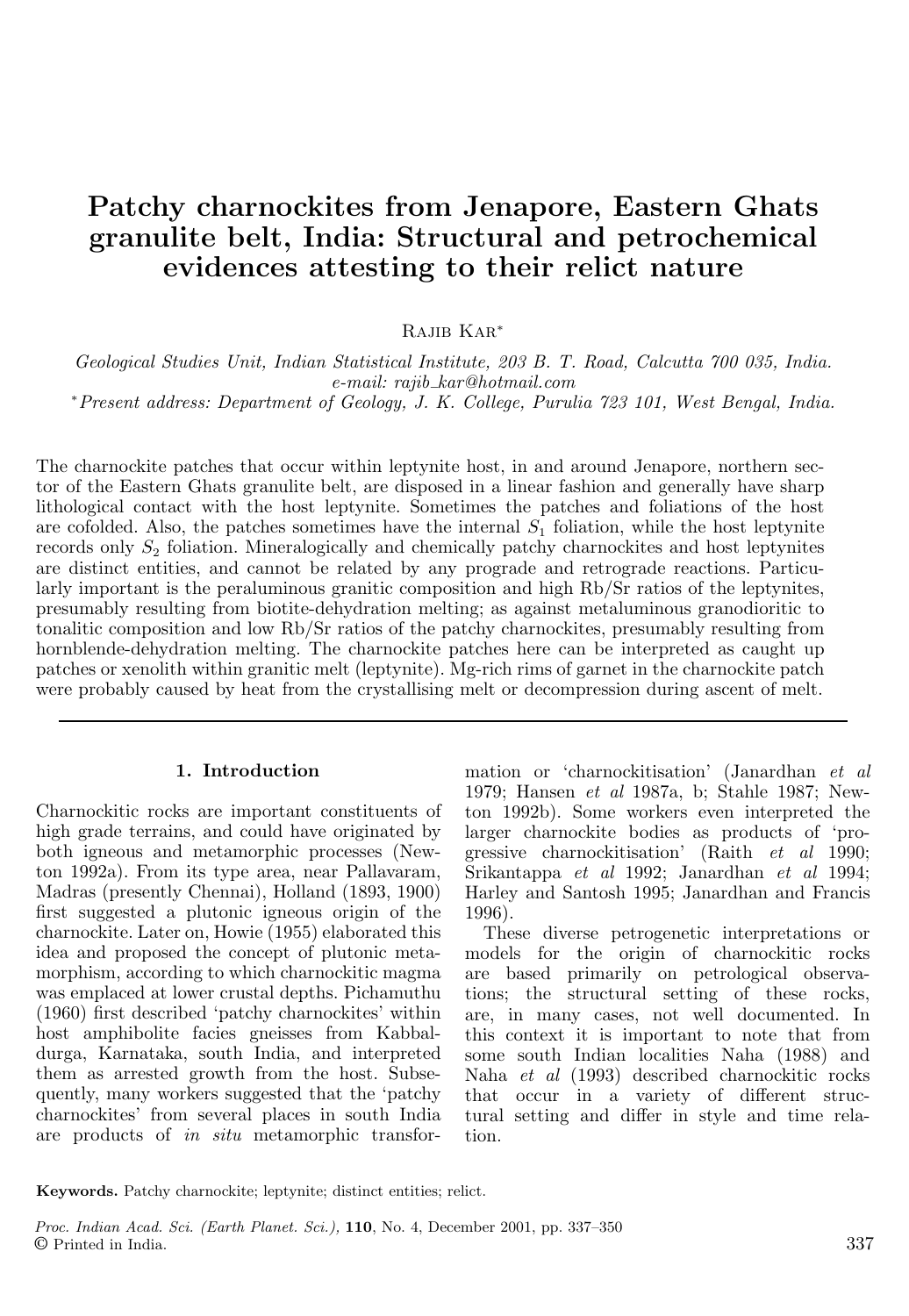# Patchy charnockites from Jenapore, Eastern Ghats granulite belt, India: Structural and petrochemical evidences attesting to their relict nature

Rajib Kar*

*Geological Studies Unit, Indian Statistical Institute, 203 B. T. Road, Calcutta 700 035, India.*
*e-mail: rajib_kar@hotmail.com*
*\*Present address: Department of Geology, J. K. College, Purulia 723 101, West Bengal, India.*

The charnockite patches that occur within leptynite host, in and around Jenapore, northern sector of the Eastern Ghats granulite belt, are disposed in a linear fashion and generally have sharp lithological contact with the host leptynite. Sometimes the patches and foliations of the host are cofolded. Also, the patches sometimes have the internal $S_1$ foliation, while the host leptynite records only $S_2$ foliation. Mineralogically and chemically patchy charnockites and host leptynites are distinct entities, and cannot be related by any prograde and retrograde reactions. Particularly important is the peraluminous granitic composition and high Rb/Sr ratios of the leptynites, presumably resulting from biotite-dehydration melting; as against metaluminous granodioritic to tonalitic composition and low Rb/Sr ratios of the patchy charnockites, presumably resulting from hornblende-dehydration melting. The charnockite patches here can be interpreted as caught up patches or xenolith within granitic melt (leptynite). Mg-rich rims of garnet in the charnockite patch were probably caused by heat from the crystallising melt or decompression during ascent of melt.

## 1. Introduction

Charnockitic rocks are important constituents of high grade terrains, and could have originated by both igneous and metamorphic processes (Newton 1992a). From its type area, near Pallavaram, Madras (presently Chennai), Holland (1893, 1900) first suggested a plutonic igneous origin of the charnockite. Later on, Howie (1955) elaborated this idea and proposed the concept of plutonic metamorphism, according to which charnockitic magma was emplaced at lower crustal depths. Pichamuthu (1960) first described 'patchy charnockites' within host amphibolite facies gneisses from Kabbaldurga, Karnataka, south India, and interpreted them as arrested growth from the host. Subsequently, many workers suggested that the 'patchy charnockites' from several places in south India are products of *in situ* metamorphic transformation or 'charnockitisation' (Janardhan *et al* 1979; Hansen *et al* 1987a, b; Stahle 1987; Newton 1992b). Some workers even interpreted the larger charnockite bodies as products of 'progressive charnockitisation' (Raith *et al* 1990; Srikantappa *et al* 1992; Janardhan *et al* 1994; Harley and Santosh 1995; Janardhan and Francis 1996).

These diverse petrogenetic interpretations or models for the origin of charnockitic rocks are based primarily on petrological observations; the structural setting of these rocks, are, in many cases, not well documented. In this context it is important to note that from some south Indian localities Naha (1988) and Naha *et al* (1993) described charnockitic rocks that occur in a variety of different structural setting and differ in style and time relation.

**Keywords.** Patchy charnockite; leptynite; distinct entities; relict.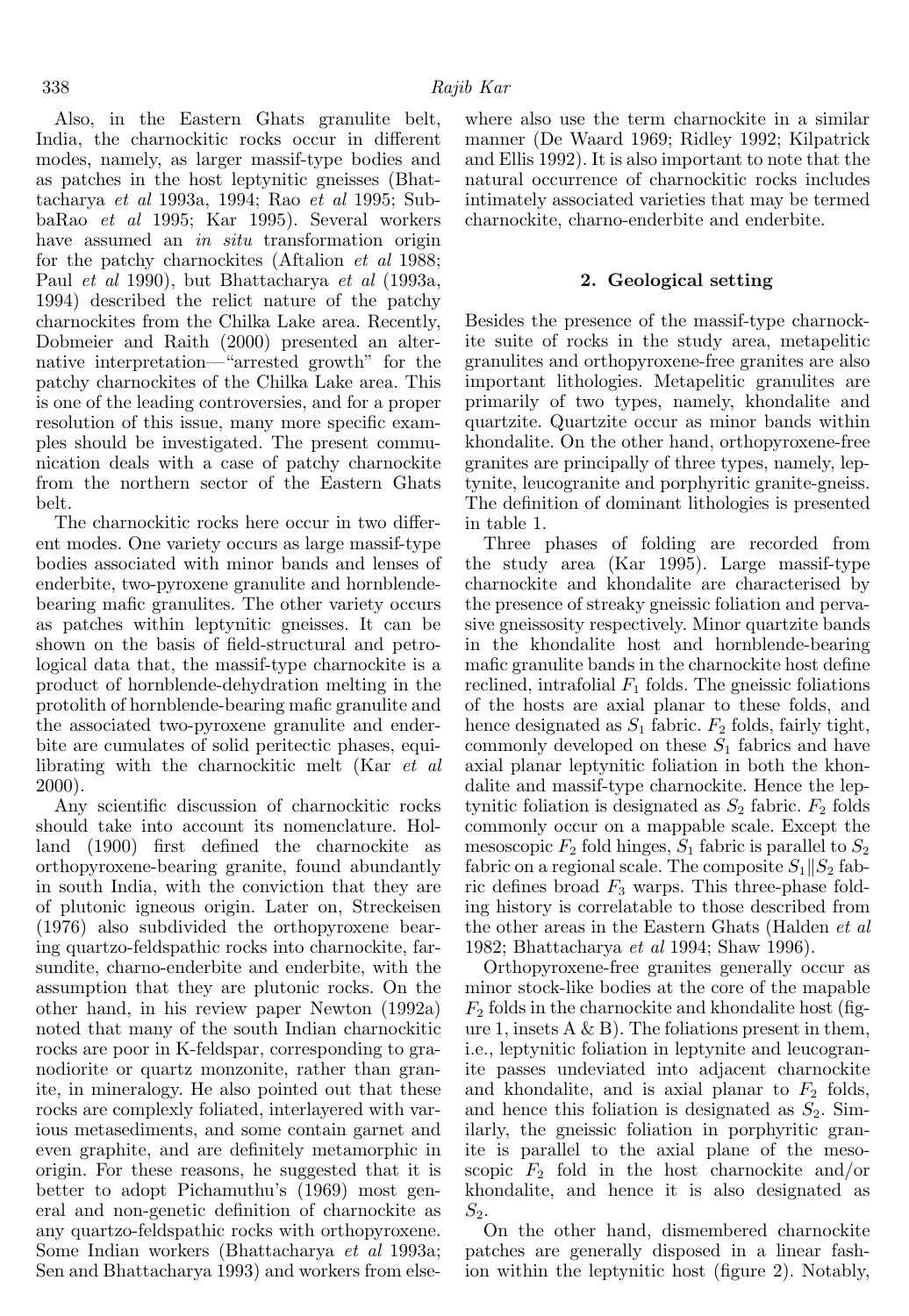Also, in the Eastern Ghats granulite belt, India, the charnockitic rocks occur in different modes, namely, as larger massif-type bodies and as patches in the host leptynitic gneisses (Bhattacharya *et al* 1993a, 1994; Rao *et al* 1995; SubbaRao *et al* 1995; Kar 1995). Several workers have assumed an *in situ* transformation origin for the patchy charnockites (Aftalion *et al* 1988; Paul *et al* 1990), but Bhattacharya *et al* (1993a, 1994) described the relict nature of the patchy charnockites from the Chilka Lake area. Recently, Dobmeier and Raith (2000) presented an alternative interpretation—"arrested growth" for the patchy charnockites of the Chilka Lake area. This is one of the leading controversies, and for a proper resolution of this issue, many more specific examples should be investigated. The present communication deals with a case of patchy charnockite from the northern sector of the Eastern Ghats belt.

The charnockitic rocks here occur in two different modes. One variety occurs as large massif-type bodies associated with minor bands and lenses of enderbite, two-pyroxene granulite and hornblende-bearing mafic granulites. The other variety occurs as patches within leptynitic gneisses. It can be shown on the basis of field-structural and petrological data that, the massif-type charnockite is a product of hornblende-dehydration melting in the protolith of hornblende-bearing mafic granulite and the associated two-pyroxene granulite and enderbite are cumulates of solid peritectic phases, equilibrating with the charnockitic melt (Kar *et al* 2000).

Any scientific discussion of charnockitic rocks should take into account its nomenclature. Holland (1900) first defined the charnockite as orthopyroxene-bearing granite, found abundantly in south India, with the conviction that they are of plutonic igneous origin. Later on, Streckeisen (1976) also subdivided the orthopyroxene bearing quartzo-feldspathic rocks into charnockite, farsundite, charno-enderbite and enderbite, with the assumption that they are plutonic rocks. On the other hand, in his review paper Newton (1992a) noted that many of the south Indian charnockitic rocks are poor in K-feldspar, corresponding to granodiorite or quartz monzonite, rather than granite, in mineralogy. He also pointed out that these rocks are complexly foliated, interlayered with various metasediments, and some contain garnet and even graphite, and are definitely metamorphic in origin. For these reasons, he suggested that it is better to adopt Pichamuthu's (1969) most general and non-genetic definition of charnockite as any quartzo-feldspathic rocks with orthopyroxene. Some Indian workers (Bhattacharya *et al* 1993a; Sen and Bhattacharya 1993) and workers from elsewhere also use the term charnockite in a similar manner (De Waard 1969; Ridley 1992; Kilpatrick and Ellis 1992). It is also important to note that the natural occurrence of charnockitic rocks includes intimately associated varieties that may be termed charnockite, charno-enderbite and enderbite.

## 2. Geological setting

Besides the presence of the massif-type charnockite suite of rocks in the study area, metapelitic granulites and orthopyroxene-free granites are also important lithologies. Metapelitic granulites are primarily of two types, namely, khondalite and quartzite. Quartzite occur as minor bands within khondalite. On the other hand, orthopyroxene-free granites are principally of three types, namely, leptynite, leucogranite and porphyritic granite-gneiss. The definition of dominant lithologies is presented in table 1.

Three phases of folding are recorded from the study area (Kar 1995). Large massif-type charnockite and khondalite are characterised by the presence of streaky gneissic foliation and pervasive gneissosity respectively. Minor quartzite bands in the khondalite host and hornblende-bearing mafic granulite bands in the charnockite host define reclined, intrafolial $F_1$ folds. The gneissic foliations of the hosts are axial planar to these folds, and hence designated as $S_1$ fabric. $F_2$ folds, fairly tight, commonly developed on these $S_1$ fabrics and have axial planar leptynitic foliation in both the khondalite and massif-type charnockite. Hence the leptynitic foliation is designated as $S_2$ fabric. $F_2$ folds commonly occur on a mappable scale. Except the mesoscopic $F_2$ fold hinges, $S_1$ fabric is parallel to $S_2$ fabric on a regional scale. The composite $S_1 \| S_2$ fabric defines broad $F_3$ warps. This three-phase folding history is correlatable to those described from the other areas in the Eastern Ghats (Halden *et al* 1982; Bhattacharya *et al* 1994; Shaw 1996).

Orthopyroxene-free granites generally occur as minor stock-like bodies at the core of the mapable $F_2$ folds in the charnockite and khondalite host (figure 1, insets A & B). The foliations present in them, i.e., leptynitic foliation in leptynite and leucogranite passes undeviated into adjacent charnockite and khondalite, and is axial planar to $F_2$ folds, and hence this foliation is designated as $S_2$. Similarly, the gneissic foliation in porphyritic granite is parallel to the axial plane of the mesoscopic $F_2$ fold in the host charnockite and/or khondalite, and hence it is also designated as $S_2$.

On the other hand, dismembered charnockite patches are generally disposed in a linear fashion within the leptynitic host (figure 2). Notably,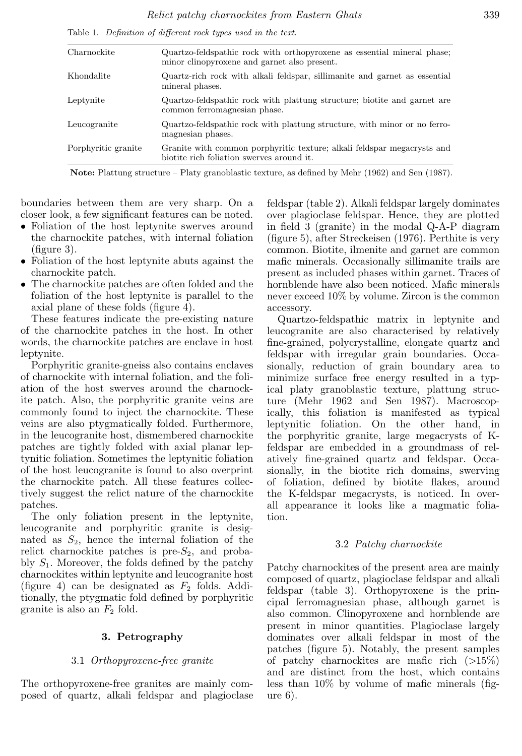Table 1. *Definition of different rock types used in the text.*

| | |
|---|---|
| Charnockite | Quartzo-feldspathic rock with orthopyroxene as essential mineral phase; minor clinopyroxene and garnet also present. |
| Khondalite | Quartz-rich rock with alkali feldspar, sillimanite and garnet as essential mineral phases. |
| Leptynite | Quartzo-feldspathic rock with plattung structure; biotite and garnet are common ferromagnesian phase. |
| Leucogranite | Quartzo-feldspathic rock with plattung structure, with minor or no ferromagnesian phases. |
| Porphyritic granite | Granite with common porphyritic texture; alkali feldspar megacrysts and biotite rich foliation swerves around it. |

**Note:** Plattung structure – Platy granoblastic texture, as defined by Mehr (1962) and Sen (1987).

boundaries between them are very sharp. On a closer look, a few significant features can be noted.

- Foliation of the host leptynite swerves around the charnockite patches, with internal foliation (figure 3).
- Foliation of the host leptynite abuts against the charnockite patch.
- The charnockite patches are often folded and the foliation of the host leptynite is parallel to the axial plane of these folds (figure 4).

These features indicate the pre-existing nature of the charnockite patches in the host. In other words, the charnockite patches are enclave in host leptynite.

Porphyritic granite-gneiss also contains enclaves of charnockite with internal foliation, and the foliation of the host swerves around the charnockite patch. Also, the porphyritic granite veins are commonly found to inject the charnockite. These veins are also ptygmatically folded. Furthermore, in the leucogranite host, dismembered charnockite patches are tightly folded with axial planar leptynitic foliation. Sometimes the leptynitic foliation of the host leucogranite is found to also overprint the charnockite patch. All these features collectively suggest the relict nature of the charnockite patches.

The only foliation present in the leptynite, leucogranite and porphyritic granite is designated as $S_2$, hence the internal foliation of the relict charnockite patches is pre-$S_2$, and probably $S_1$. Moreover, the folds defined by the patchy charnockites within leptynite and leucogranite host (figure 4) can be designated as $F_2$ folds. Additionally, the ptygmatic fold defined by porphyritic granite is also an $F_2$ fold.

## 3. Petrography

### 3.1 *Orthopyroxene-free granite*

The orthopyroxene-free granites are mainly composed of quartz, alkali feldspar and plagioclase feldspar (table 2). Alkali feldspar largely dominates over plagioclase feldspar. Hence, they are plotted in field 3 (granite) in the modal Q-A-P diagram (figure 5), after Streckeisen (1976). Perthite is very common. Biotite, ilmenite and garnet are common mafic minerals. Occasionally sillimanite trails are present as included phases within garnet. Traces of hornblende have also been noticed. Mafic minerals never exceed 10% by volume. Zircon is the common accessory.

Quartzo-feldspathic matrix in leptynite and leucogranite are also characterised by relatively fine-grained, polycrystalline, elongate quartz and feldspar with irregular grain boundaries. Occasionally, reduction of grain boundary area to minimize surface free energy resulted in a typical platy granoblastic texture, plattung structure (Mehr 1962 and Sen 1987). Macroscopically, this foliation is manifested as typical leptynitic foliation. On the other hand, in the porphyritic granite, large megacrysts of K-feldspar are embedded in a groundmass of relatively fine-grained quartz and feldspar. Occasionally, in the biotite rich domains, swerving of foliation, defined by biotite flakes, around the K-feldspar megacrysts, is noticed. In overall appearance it looks like a magmatic foliation.

### 3.2 *Patchy charnockite*

Patchy charnockites of the present area are mainly composed of quartz, plagioclase feldspar and alkali feldspar (table 3). Orthopyroxene is the principal ferromagnesian phase, although garnet is also common. Clinopyroxene and hornblende are present in minor quantities. Plagioclase largely dominates over alkali feldspar in most of the patches (figure 5). Notably, the present samples of patchy charnockites are mafic rich (>15%) and are distinct from the host, which contains less than 10% by volume of mafic minerals (figure 6).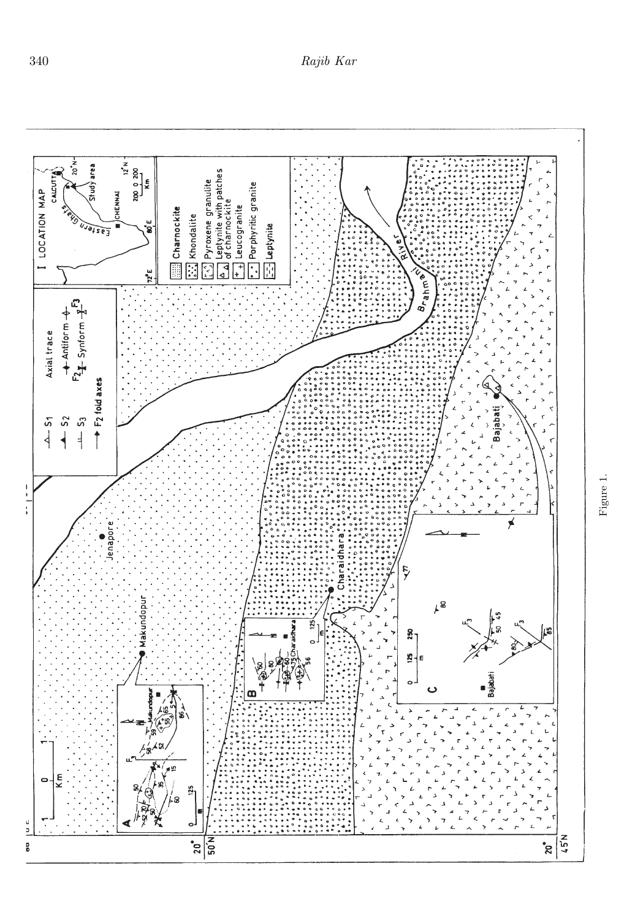Figure 1.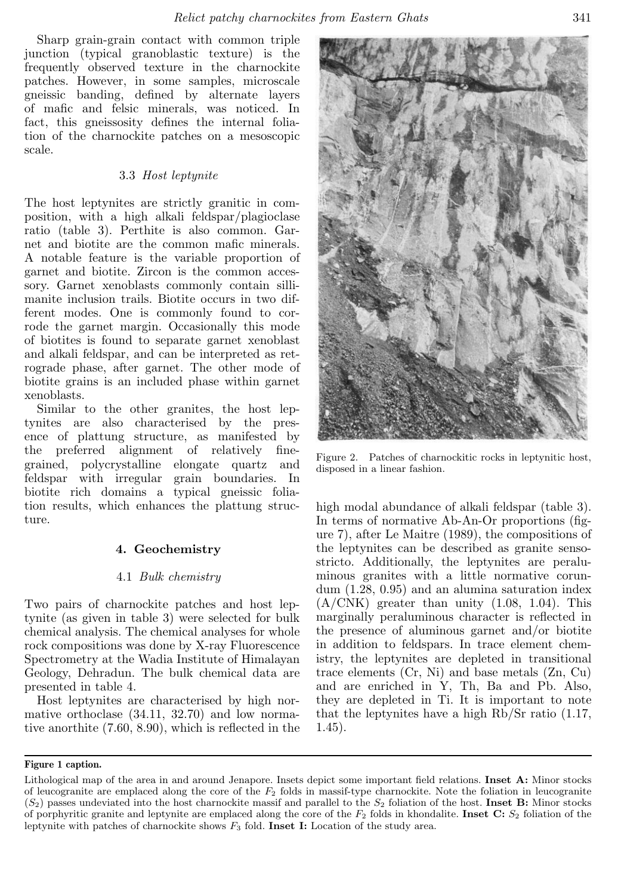Sharp grain-grain contact with common triple junction (typical granoblastic texture) is the frequently observed texture in the charnockite patches. However, in some samples, microscale gneissic banding, defined by alternate layers of mafic and felsic minerals, was noticed. In fact, this gneissosity defines the internal foliation of the charnockite patches on a mesoscopic scale.

### 3.3 *Host leptynite*

The host leptynites are strictly granitic in composition, with a high alkali feldspar/plagioclase ratio (table 3). Perthite is also common. Garnet and biotite are the common mafic minerals. A notable feature is the variable proportion of garnet and biotite. Zircon is the common accessory. Garnet xenoblasts commonly contain sillimanite inclusion trails. Biotite occurs in two different modes. One is commonly found to corrode the garnet margin. Occasionally this mode of biotites is found to separate garnet xenoblast and alkali feldspar, and can be interpreted as retrograde phase, after garnet. The other mode of biotite grains is an included phase within garnet xenoblasts.

Similar to the other granites, the host leptynites are also characterised by the presence of plattung structure, as manifested by the preferred alignment of relatively fine-grained, polycrystalline elongate quartz and feldspar with irregular grain boundaries. In biotite rich domains a typical gneissic foliation results, which enhances the plattung structure.

Figure 2. Patches of charnockitic rocks in leptynitic host, disposed in a linear fashion.

## 4. Geochemistry

### 4.1 *Bulk chemistry*

Two pairs of charnockite patches and host leptynite (as given in table 3) were selected for bulk chemical analysis. The chemical analyses for whole rock compositions was done by X-ray Fluorescence Spectrometry at the Wadia Institute of Himalayan Geology, Dehradun. The bulk chemical data are presented in table 4.

Host leptynites are characterised by high normative orthoclase (34.11, 32.70) and low normative anorthite (7.60, 8.90), which is reflected in the high modal abundance of alkali feldspar (table 3). In terms of normative Ab-An-Or proportions (figure 7), after Le Maitre (1989), the compositions of the leptynites can be described as granite sensostricto. Additionally, the leptynites are peraluminous granites with a little normative corundum (1.28, 0.95) and an alumina saturation index (A/CNK) greater than unity (1.08, 1.04). This marginally peraluminous character is reflected in the presence of aluminous garnet and/or biotite in addition to feldspars. In trace element chemistry, the leptynites are depleted in transitional trace elements (Cr, Ni) and base metals (Zn, Cu) and are enriched in Y, Th, Ba and Pb. Also, they are depleted in Ti. It is important to note that the leptynites have a high Rb/Sr ratio (1.17, 1.45).

**Figure 1 caption.**

Lithological map of the area in and around Jenapore. Insets depict some important field relations. **Inset A:** Minor stocks of leucogranite are emplaced along the core of the $F_2$ folds in massif-type charnockite. Note the foliation in leucogranite ($S_2$) passes undeviated into the host charnockite massif and parallel to the $S_2$ foliation of the host. **Inset B:** Minor stocks of porphyritic granite and leptynite are emplaced along the core of the $F_2$ folds in khondalite. **Inset C:** $S_2$ foliation of the leptynite with patches of charnockite shows $F_3$ fold. **Inset I:** Location of the study area.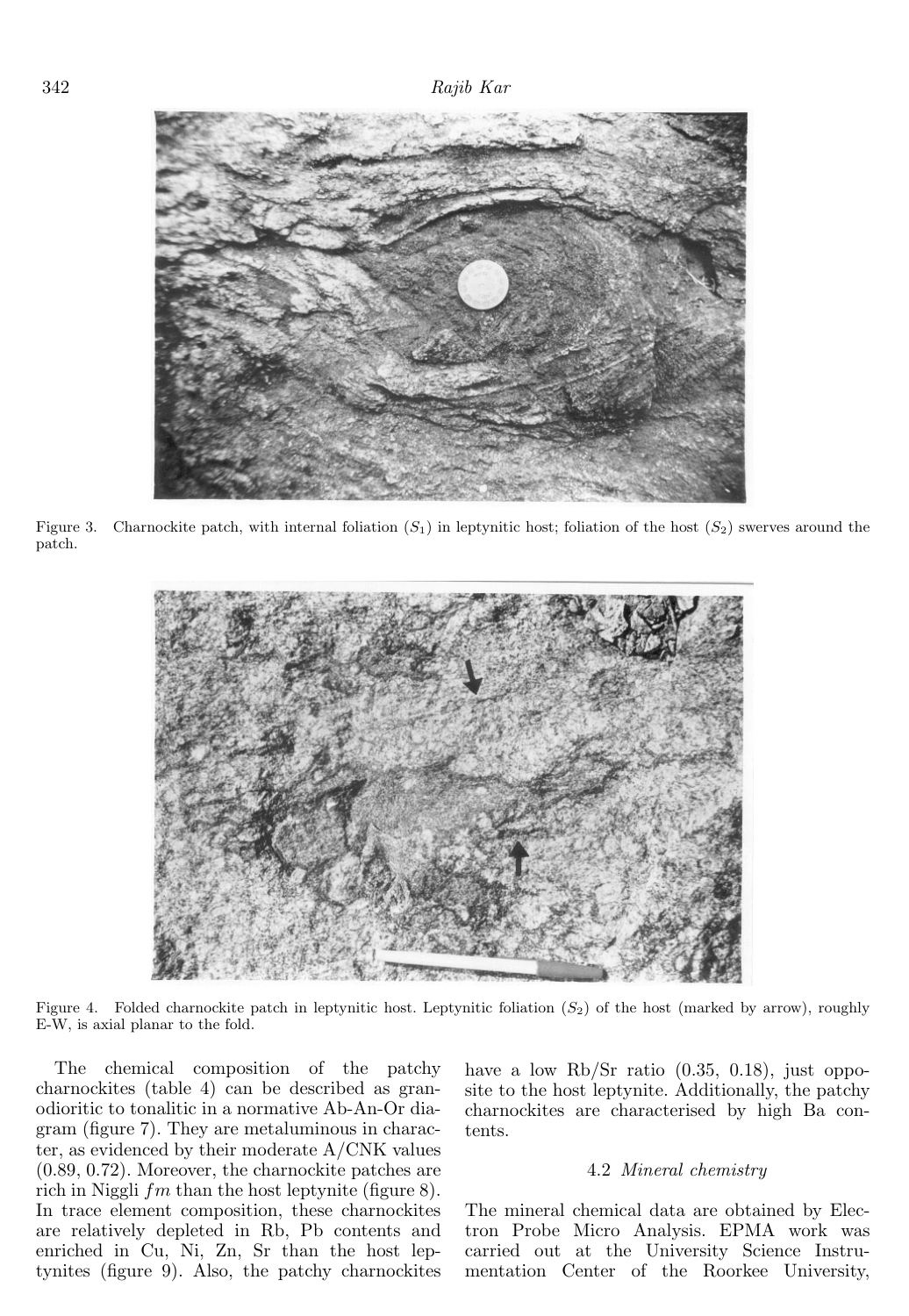Figure 3. Charnockite patch, with internal foliation ($S_1$) in leptynitic host; foliation of the host ($S_2$) swerves around the patch.

Figure 4. Folded charnockite patch in leptynitic host. Leptynitic foliation ($S_2$) of the host (marked by arrow), roughly E-W, is axial planar to the fold.

The chemical composition of the patchy charnockites (table 4) can be described as granodioritic to tonalitic in a normative Ab-An-Or diagram (figure 7). They are metaluminous in character, as evidenced by their moderate A/CNK values (0.89, 0.72). Moreover, the charnockite patches are rich in Niggli $fm$ than the host leptynite (figure 8). In trace element composition, these charnockites are relatively depleted in Rb, Pb contents and enriched in Cu, Ni, Zn, Sr than the host leptynites (figure 9). Also, the patchy charnockites have a low Rb/Sr ratio (0.35, 0.18), just opposite to the host leptynite. Additionally, the patchy charnockites are characterised by high Ba contents.

### 4.2 *Mineral chemistry*

The mineral chemical data are obtained by Electron Probe Micro Analysis. EPMA work was carried out at the University Science Instrumentation Center of the Roorkee University,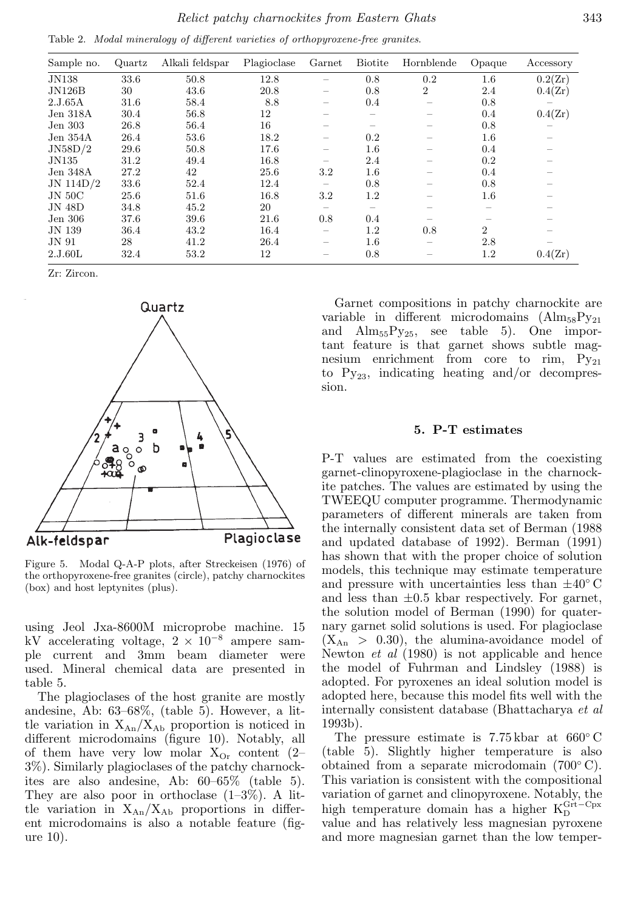Table 2. *Modal mineralogy of different varieties of orthopyroxene-free granites.*

| Sample no. | Quartz | Alkali feldspar | Plagioclase | Garnet | Biotite | Hornblende | Opaque | Accessory |
|---|---|---|---|---|---|---|---|---|
| JN138 | 33.6 | 50.8 | 12.8 | – | 0.8 | 0.2 | 1.6 | 0.2(Zr) |
| JN126B | 30 | 43.6 | 20.8 | – | 0.8 | 2 | 2.4 | 0.4(Zr) |
| 2.J.65A | 31.6 | 58.4 | 8.8 | – | 0.4 | – | 0.8 | – |
| Jen 318A | 30.4 | 56.8 | 12 | – | – | – | 0.4 | 0.4(Zr) |
| Jen 303 | 26.8 | 56.4 | 16 | – | – | – | 0.8 | – |
| Jen 354A | 26.4 | 53.6 | 18.2 | – | 0.2 | – | 1.6 | – |
| JN58D/2 | 29.6 | 50.8 | 17.6 | – | 1.6 | – | 0.4 | – |
| JN135 | 31.2 | 49.4 | 16.8 | – | 2.4 | – | 0.2 | – |
| Jen 348A | 27.2 | 42 | 25.6 | 3.2 | 1.6 | – | 0.4 | – |
| JN 114D/2 | 33.6 | 52.4 | 12.4 | – | 0.8 | – | 0.8 | – |
| JN 50C | 25.6 | 51.6 | 16.8 | 3.2 | 1.2 | – | 1.6 | – |
| JN 48D | 34.8 | 45.2 | 20 | – | – | – | – | – |
| Jen 306 | 37.6 | 39.6 | 21.6 | 0.8 | 0.4 | – | – | – |
| JN 139 | 36.4 | 43.2 | 16.4 | – | 1.2 | 0.8 | 2 | – |
| JN 91 | 28 | 41.2 | 26.4 | – | 1.6 | – | 2.8 | – |
| 2.J.60L | 32.4 | 53.2 | 12 | – | 0.8 | – | 1.2 | 0.4(Zr) |

Zr: Zircon.

Figure 5. Modal Q-A-P plots, after Streckeisen (1976) of the orthopyroxene-free granites (circle), patchy charnockites (box) and host leptynites (plus).

using Jeol Jxa-8600M microprobe machine. 15 kV accelerating voltage, $2 \times 10^{-8}$ ampere sample current and 3mm beam diameter were used. Mineral chemical data are presented in table 5.

The plagioclases of the host granite are mostly andesine, Ab: 63–68%, (table 5). However, a little variation in $X_{An}/X_{Ab}$ proportion is noticed in different microdomains (figure 10). Notably, all of them have very low molar $X_{Or}$ content (2–3%). Similarly plagioclases of the patchy charnockites are also andesine, Ab: 60–65% (table 5). They are also poor in orthoclase (1–3%). A little variation in $X_{An}/X_{Ab}$ proportions in different microdomains is also a notable feature (figure 10).

Garnet compositions in patchy charnockite are variable in different microdomains ($Alm_{58}Py_{21}$ and $Alm_{55}Py_{25}$, see table 5). One important feature is that garnet shows subtle magnesium enrichment from core to rim, $Py_{21}$ to $Py_{23}$, indicating heating and/or decompression.

## 5. P-T estimates

P-T values are estimated from the coexisting garnet-clinopyroxene-plagioclase in the charnockite patches. The values are estimated by using the TWEEQU computer programme. Thermodynamic parameters of different minerals are taken from the internally consistent data set of Berman (1988 and updated database of 1992). Berman (1991) has shown that with the proper choice of solution models, this technique may estimate temperature and pressure with uncertainties less than $\pm 40^\circ$ C and less than $\pm 0.5$ kbar respectively. For garnet, the solution model of Berman (1990) for quaternary garnet solid solutions is used. For plagioclase ($X_{An} > 0.30$), the alumina-avoidance model of Newton *et al* (1980) is not applicable and hence the model of Fuhrman and Lindsley (1988) is adopted. For pyroxenes an ideal solution model is adopted here, because this model fits well with the internally consistent database (Bhattacharya *et al* 1993b).

The pressure estimate is 7.75 kbar at $660^\circ$ C (table 5). Slightly higher temperature is also obtained from a separate microdomain ($700^\circ$ C). This variation is consistent with the compositional variation of garnet and clinopyroxene. Notably, the high temperature domain has a higher $K_D^{Grt-Cpx}$ value and has relatively less magnesian pyroxene and more magnesian garnet than the low temper-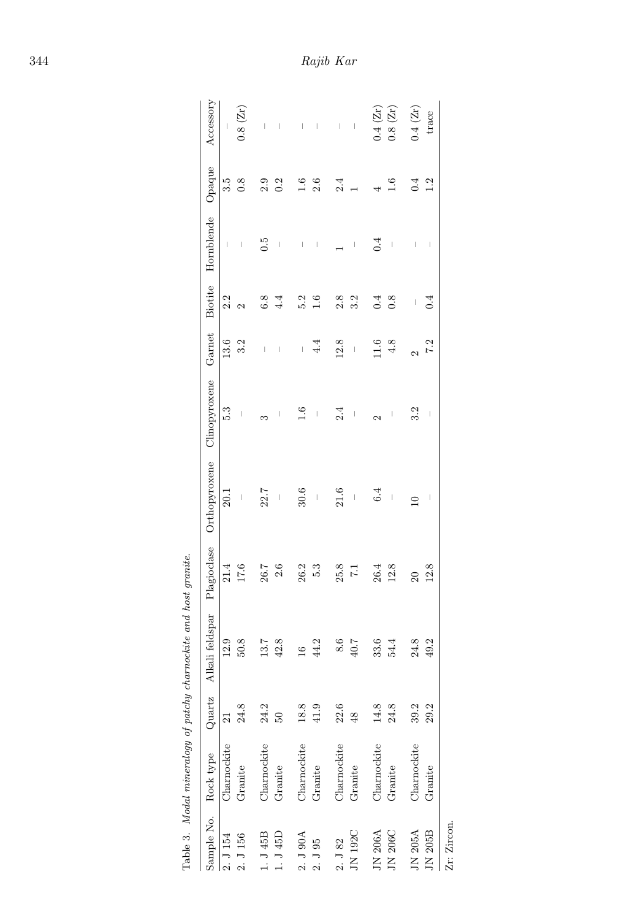Table 3. *Modal mineralogy of patchy charnockite and host granite.*

| Sample No. | Rock type | Quartz | Alkali feldspar | Plagioclase | Orthopyroxene | Clinopyroxene | Garnet | Biotite | Hornblende | Opaque | Accessory |
|---|---|---|---|---|---|---|---|---|---|---|---|
| 2. J 154 | Charnockite | 21 | 12.9 | 21.4 | 20.1 | 5.3 | 13.6 | 2.2 | – | 3.5 | – |
| 2. J 156 | Granite | 24.8 | 50.8 | 17.6 | – | – | 3.2 | 2 | – | 0.8 | 0.8 (Zr) |
| 1. J 45B | Charnockite | 24.2 | 13.7 | 26.7 | 22.7 | 3 | – | 6.8 | 0.5 | 2.9 | – |
| 1. J 45D | Granite | 50 | 42.8 | 2.6 | – | – | – | 4.4 | – | 0.2 | – |
| 2. J 90A | Charnockite | 18.8 | 16 | 26.2 | 30.6 | 1.6 | – | 5.2 | – | 1.6 | – |
| 2. J 95 | Granite | 41.9 | 44.2 | 5.3 | – | – | 4.4 | 1.6 | – | 2.6 | – |
| 2. J 82 | Charnockite | 22.6 | 8.6 | 25.8 | 21.6 | 2.4 | 12.8 | 2.8 | 1 | 2.4 | – |
| JN 192C | Granite | 48 | 40.7 | 7.1 | – | – | – | 3.2 | – | 1 | – |
| JN 206A | Charnockite | 14.8 | 33.6 | 26.4 | 6.4 | 2 | 11.6 | 0.4 | 0.4 | 4 | 0.4 (Zr) |
| JN 206C | Granite | 24.8 | 54.4 | 12.8 | – | – | 4.8 | 0.8 | – | 1.6 | 0.8 (Zr) |
| JN 205A | Charnockite | 39.2 | 24.8 | 20 | 10 | 3.2 | 2 | – | – | 0.4 | 0.4 (Zr) |
| JN 205B | Granite | 29.2 | 49.2 | 12.8 | – | – | 7.2 | 0.4 | – | 1.2 | trace |

Zr: Zircon.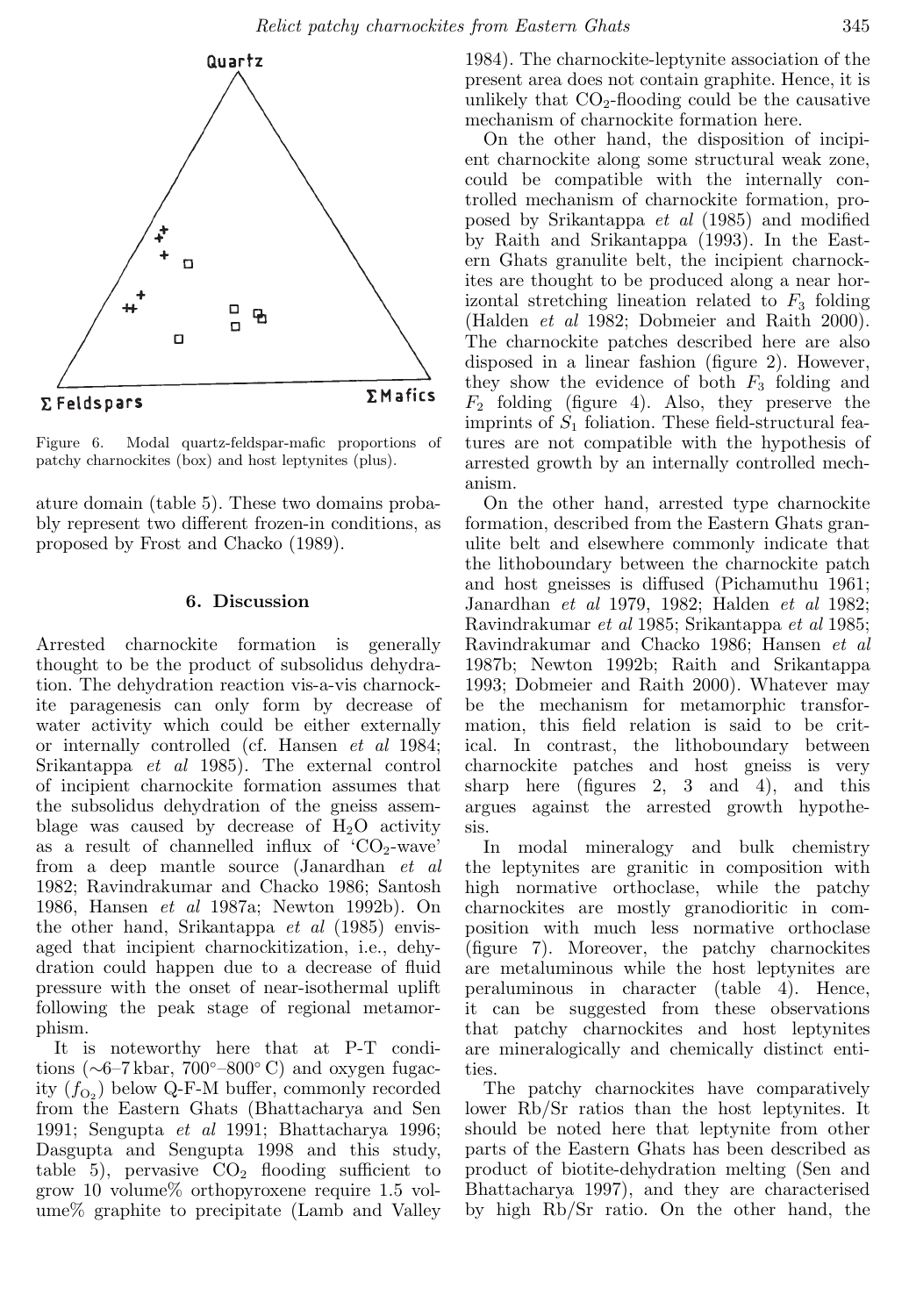Figure 6. Modal quartz-feldspar-mafic proportions of patchy charnockites (box) and host leptynites (plus).

ature domain (table 5). These two domains probably represent two different frozen-in conditions, as proposed by Frost and Chacko (1989).

## 6. Discussion

Arrested charnockite formation is generally thought to be the product of subsolidus dehydration. The dehydration reaction vis-a-vis charnockite paragenesis can only form by decrease of water activity which could be either externally or internally controlled (cf. Hansen *et al* 1984; Srikantappa *et al* 1985). The external control of incipient charnockite formation assumes that the subsolidus dehydration of the gneiss assemblage was caused by decrease of $H_2O$ activity as a result of channelled influx of '$CO_2$-wave' from a deep mantle source (Janardhan *et al* 1982; Ravindrakumar and Chacko 1986; Santosh 1986, Hansen *et al* 1987a; Newton 1992b). On the other hand, Srikantappa *et al* (1985) envisaged that incipient charnockitization, i.e., dehydration could happen due to a decrease of fluid pressure with the onset of near-isothermal uplift following the peak stage of regional metamorphism.

It is noteworthy here that at P-T conditions (~6–7 kbar, 700°–800° C) and oxygen fugacity ($f_{O_2}$) below Q-F-M buffer, commonly recorded from the Eastern Ghats (Bhattacharya and Sen 1991; Sengupta *et al* 1991; Bhattacharya 1996; Dasgupta and Sengupta 1998 and this study, table 5), pervasive $CO_2$ flooding sufficient to grow 10 volume% orthopyroxene require 1.5 volume% graphite to precipitate (Lamb and Valley 1984). The charnockite-leptynite association of the present area does not contain graphite. Hence, it is unlikely that $CO_2$-flooding could be the causative mechanism of charnockite formation here.

On the other hand, the disposition of incipient charnockite along some structural weak zone, could be compatible with the internally controlled mechanism of charnockite formation, proposed by Srikantappa *et al* (1985) and modified by Raith and Srikantappa (1993). In the Eastern Ghats granulite belt, the incipient charnockites are thought to be produced along a near horizontal stretching lineation related to $F_3$ folding (Halden *et al* 1982; Dobmeier and Raith 2000). The charnockite patches described here are also disposed in a linear fashion (figure 2). However, they show the evidence of both $F_3$ folding and $F_2$ folding (figure 4). Also, they preserve the imprints of $S_1$ foliation. These field-structural features are not compatible with the hypothesis of arrested growth by an internally controlled mechanism.

On the other hand, arrested type charnockite formation, described from the Eastern Ghats granulite belt and elsewhere commonly indicate that the lithoboundary between the charnockite patch and host gneisses is diffused (Pichamuthu 1961; Janardhan *et al* 1979, 1982; Halden *et al* 1982; Ravindrakumar *et al* 1985; Srikantappa *et al* 1985; Ravindrakumar and Chacko 1986; Hansen *et al* 1987b; Newton 1992b; Raith and Srikantappa 1993; Dobmeier and Raith 2000). Whatever may be the mechanism for metamorphic transformation, this field relation is said to be critical. In contrast, the lithoboundary between charnockite patches and host gneiss is very sharp here (figures 2, 3 and 4), and this argues against the arrested growth hypothesis.

In modal mineralogy and bulk chemistry the leptynites are granitic in composition with high normative orthoclase, while the patchy charnockites are mostly granodioritic in composition with much less normative orthoclase (figure 7). Moreover, the patchy charnockites are metaluminous while the host leptynites are peraluminous in character (table 4). Hence, it can be suggested from these observations that patchy charnockites and host leptynites are mineralogically and chemically distinct entities.

The patchy charnockites have comparatively lower Rb/Sr ratios than the host leptynites. It should be noted here that leptynite from other parts of the Eastern Ghats has been described as product of biotite-dehydration melting (Sen and Bhattacharya 1997), and they are characterised by high Rb/Sr ratio. On the other hand, the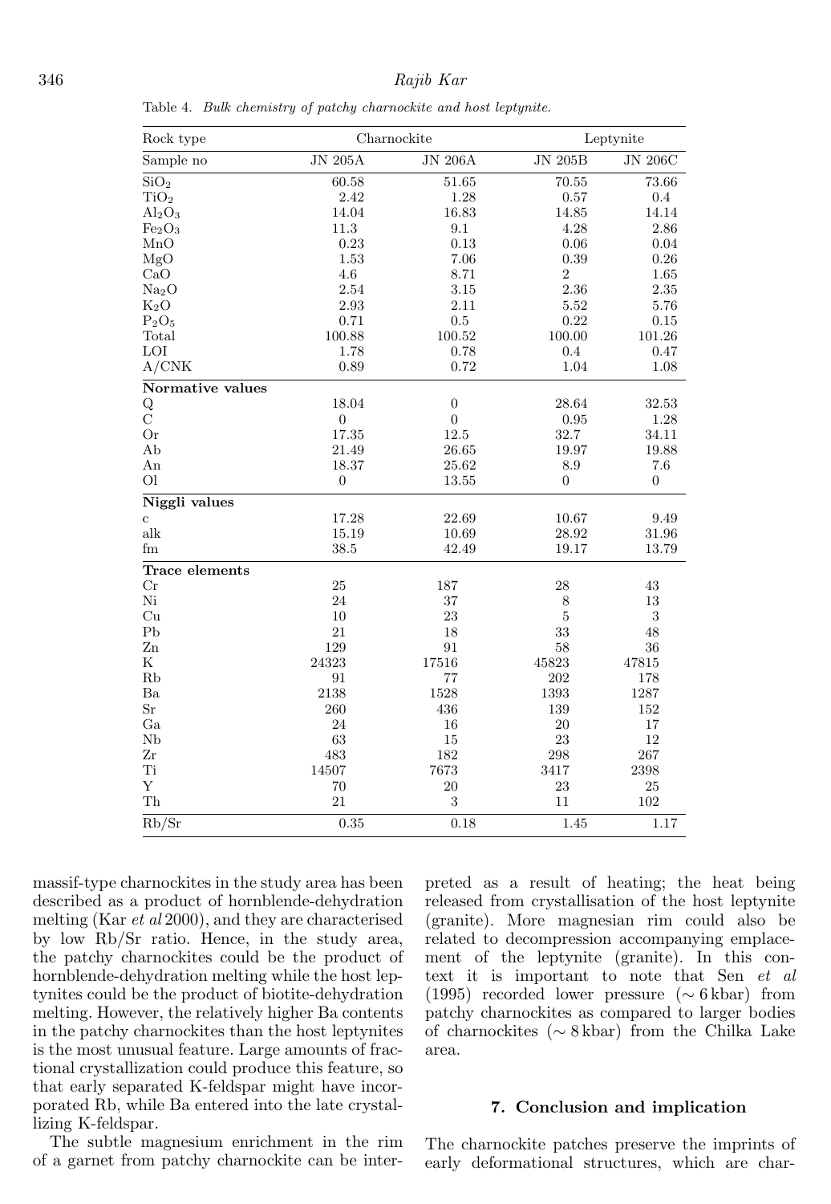Table 4. *Bulk chemistry of patchy charnockite and host leptynite.*

| Rock type | Charnockite | | Leptynite | |
|---|---|---|---|---|
| Sample no | JN 205A | JN 206A | JN 205B | JN 206C |
| $SiO_2$ | 60.58 | 51.65 | 70.55 | 73.66 |
| $TiO_2$ | 2.42 | 1.28 | 0.57 | 0.4 |
| $Al_2O_3$ | 14.04 | 16.83 | 14.85 | 14.14 |
| $Fe_2O_3$ | 11.3 | 9.1 | 4.28 | 2.86 |
| MnO | 0.23 | 0.13 | 0.06 | 0.04 |
| MgO | 1.53 | 7.06 | 0.39 | 0.26 |
| CaO | 4.6 | 8.71 | 2 | 1.65 |
| $Na_2O$ | 2.54 | 3.15 | 2.36 | 2.35 |
| $K_2O$ | 2.93 | 2.11 | 5.52 | 5.76 |
| $P_2O_5$ | 0.71 | 0.5 | 0.22 | 0.15 |
| Total | 100.88 | 100.52 | 100.00 | 101.26 |
| LOI | 1.78 | 0.78 | 0.4 | 0.47 |
| A/CNK | 0.89 | 0.72 | 1.04 | 1.08 |
| **Normative values** | | | | |
| Q | 18.04 | 0 | 28.64 | 32.53 |
| C | 0 | 0 | 0.95 | 1.28 |
| Or | 17.35 | 12.5 | 32.7 | 34.11 |
| Ab | 21.49 | 26.65 | 19.97 | 19.88 |
| An | 18.37 | 25.62 | 8.9 | 7.6 |
| Ol | 0 | 13.55 | 0 | 0 |
| **Niggli values** | | | | |
| c | 17.28 | 22.69 | 10.67 | 9.49 |
| alk | 15.19 | 10.69 | 28.92 | 31.96 |
| fm | 38.5 | 42.49 | 19.17 | 13.79 |
| **Trace elements** | | | | |
| Cr | 25 | 187 | 28 | 43 |
| Ni | 24 | 37 | 8 | 13 |
| Cu | 10 | 23 | 5 | 3 |
| Pb | 21 | 18 | 33 | 48 |
| Zn | 129 | 91 | 58 | 36 |
| K | 24323 | 17516 | 45823 | 47815 |
| Rb | 91 | 77 | 202 | 178 |
| Ba | 2138 | 1528 | 1393 | 1287 |
| Sr | 260 | 436 | 139 | 152 |
| Ga | 24 | 16 | 20 | 17 |
| Nb | 63 | 15 | 23 | 12 |
| Zr | 483 | 182 | 298 | 267 |
| Ti | 14507 | 7673 | 3417 | 2398 |
| Y | 70 | 20 | 23 | 25 |
| Th | 21 | 3 | 11 | 102 |
| Rb/Sr | 0.35 | 0.18 | 1.45 | 1.17 |

massif-type charnockites in the study area has been described as a product of hornblende-dehydration melting (Kar *et al* 2000), and they are characterised by low Rb/Sr ratio. Hence, in the study area, the patchy charnockites could be the product of hornblende-dehydration melting while the host leptynites could be the product of biotite-dehydration melting. However, the relatively higher Ba contents in the patchy charnockites than the host leptynites is the most unusual feature. Large amounts of fractional crystallization could produce this feature, so that early separated K-feldspar might have incorporated Rb, while Ba entered into the late crystallizing K-feldspar.

The subtle magnesium enrichment in the rim of a garnet from patchy charnockite can be interpreted as a result of heating; the heat being released from crystallisation of the host leptynite (granite). More magnesian rim could also be related to decompression accompanying emplacement of the leptynite (granite). In this context it is important to note that Sen *et al* (1995) recorded lower pressure ($\sim 6$ kbar) from patchy charnockites as compared to larger bodies of charnockites ($\sim 8$ kbar) from the Chilka Lake area.

## 7. Conclusion and implication

The charnockite patches preserve the imprints of early deformational structures, which are char-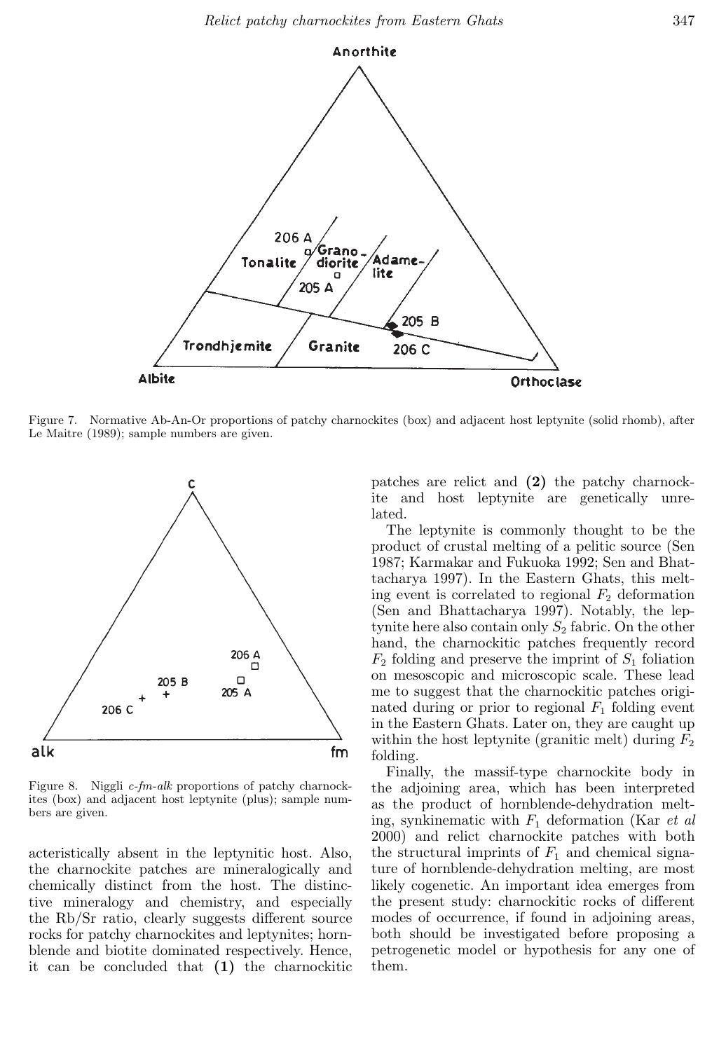Figure 7. Normative Ab-An-Or proportions of patchy charnockites (box) and adjacent host leptynite (solid rhomb), after Le Maitre (1989); sample numbers are given.

Figure 8. Niggli *c-fm-alk* proportions of patchy charnockites (box) and adjacent host leptynite (plus); sample numbers are given.

acteristically absent in the leptynitic host. Also, the charnockite patches are mineralogically and chemically distinct from the host. The distinctive mineralogy and chemistry, and especially the Rb/Sr ratio, clearly suggests different source rocks for patchy charnockites and leptynites; hornblende and biotite dominated respectively. Hence, it can be concluded that **(1)** the charnockitic patches are relict and **(2)** the patchy charnockite and host leptynite are genetically unrelated.

The leptynite is commonly thought to be the product of crustal melting of a pelitic source (Sen 1987; Karmakar and Fukuoka 1992; Sen and Bhattacharya 1997). In the Eastern Ghats, this melting event is correlated to regional $F_2$ deformation (Sen and Bhattacharya 1997). Notably, the leptynite here also contain only $S_2$ fabric. On the other hand, the charnockitic patches frequently record $F_2$ folding and preserve the imprint of $S_1$ foliation on mesoscopic and microscopic scale. These lead me to suggest that the charnockitic patches originated during or prior to regional $F_1$ folding event in the Eastern Ghats. Later on, they are caught up within the host leptynite (granitic melt) during $F_2$ folding.

Finally, the massif-type charnockite body in the adjoining area, which has been interpreted as the product of hornblende-dehydration melting, synkinematic with $F_1$ deformation (Kar *et al* 2000) and relict charnockite patches with both the structural imprints of $F_1$ and chemical signature of hornblende-dehydration melting, are most likely cogenetic. An important idea emerges from the present study: charnockitic rocks of different modes of occurrence, if found in adjoining areas, both should be investigated before proposing a petrogenetic model or hypothesis for any one of them.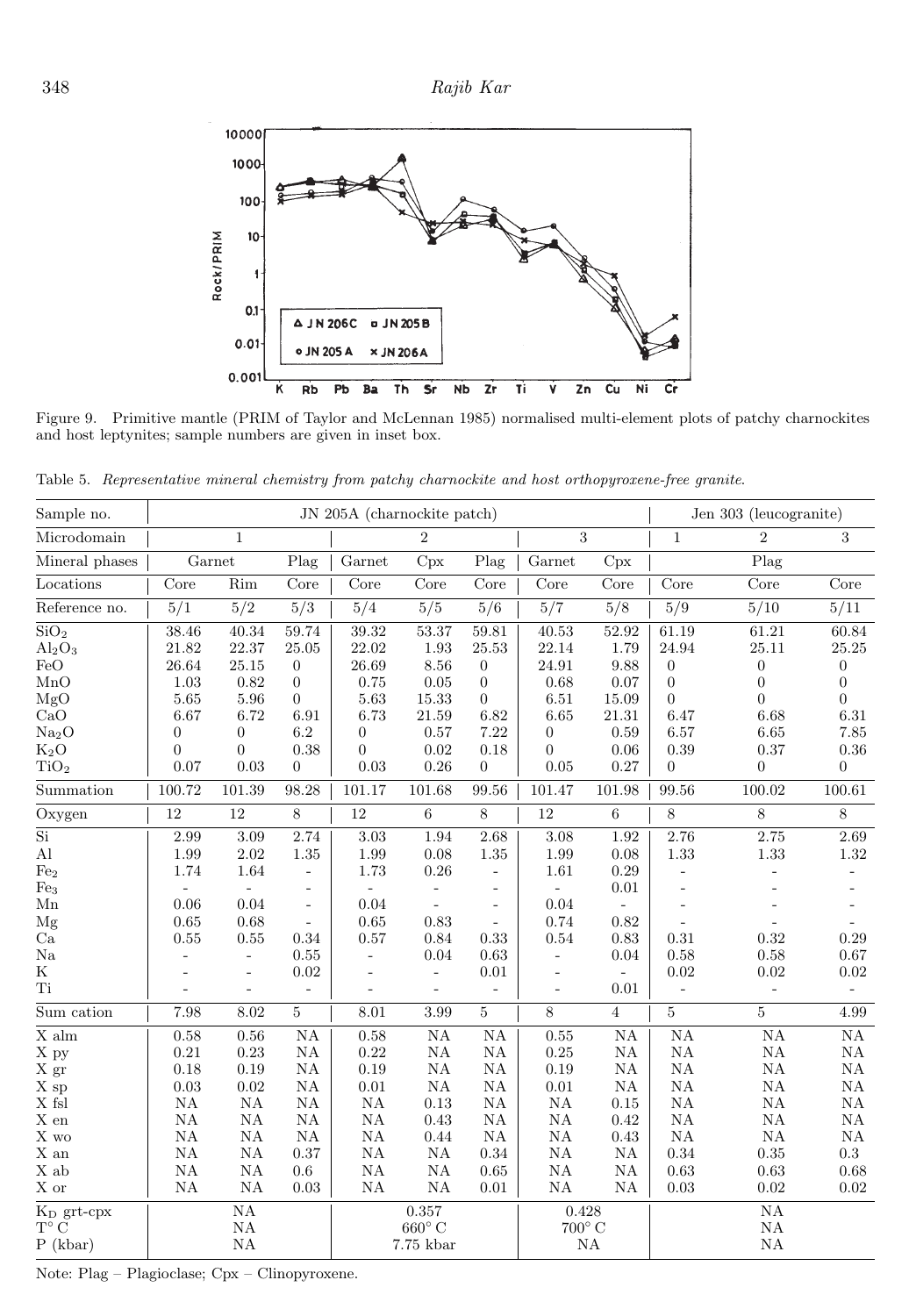Figure 9. Primitive mantle (PRIM of Taylor and McLennan 1985) normalised multi-element plots of patchy charnockites and host leptynites; sample numbers are given in inset box.

Table 5. *Representative mineral chemistry from patchy charnockite and host orthopyroxene-free granite.*

| Sample no. | JN 205A (charnockite patch) | | | | | | | | Jen 303 (leucogranite) | | |
|---|---|---|---|---|---|---|---|---|---|---|---|
| Microdomain | 1 | | | 2 | | | 3 | | 1 | 2 | 3 |
| Mineral phases | Garnet | | Plag | Garnet | Cpx | Plag | Garnet | Cpx | Plag | | |
| Locations | Core | Rim | Core | Core | Core | Core | Core | Core | Core | Core | Core |
| Reference no. | 5/1 | 5/2 | 5/3 | 5/4 | 5/5 | 5/6 | 5/7 | 5/8 | 5/9 | 5/10 | 5/11 |
| $SiO_2$ | 38.46 | 40.34 | 59.74 | 39.32 | 53.37 | 59.81 | 40.53 | 52.92 | 61.19 | 61.21 | 60.84 |
| $Al_2O_3$ | 21.82 | 22.37 | 25.05 | 22.02 | 1.93 | 25.53 | 22.14 | 1.79 | 24.94 | 25.11 | 25.25 |
| FeO | 26.64 | 25.15 | 0 | 26.69 | 8.56 | 0 | 24.91 | 9.88 | 0 | 0 | 0 |
| MnO | 1.03 | 0.82 | 0 | 0.75 | 0.05 | 0 | 0.68 | 0.07 | 0 | 0 | 0 |
| MgO | 5.65 | 5.96 | 0 | 5.63 | 15.33 | 0 | 6.51 | 15.09 | 0 | 0 | 0 |
| CaO | 6.67 | 6.72 | 6.91 | 6.73 | 21.59 | 6.82 | 6.65 | 21.31 | 6.47 | 6.68 | 6.31 |
| $Na_2O$ | 0 | 0 | 6.2 | 0 | 0.57 | 7.22 | 0 | 0.59 | 6.57 | 6.65 | 7.85 |
| $K_2O$ | 0 | 0 | 0.38 | 0 | 0.02 | 0.18 | 0 | 0.06 | 0.39 | 0.37 | 0.36 |
| $TiO_2$ | 0.07 | 0.03 | 0 | 0.03 | 0.26 | 0 | 0.05 | 0.27 | 0 | 0 | 0 |
| Summation | 100.72 | 101.39 | 98.28 | 101.17 | 101.68 | 99.56 | 101.47 | 101.98 | 99.56 | 100.02 | 100.61 |
| Oxygen | 12 | 12 | 8 | 12 | 6 | 8 | 12 | 6 | 8 | 8 | 8 |
| Si | 2.99 | 3.09 | 2.74 | 3.03 | 1.94 | 2.68 | 3.08 | 1.92 | 2.76 | 2.75 | 2.69 |
| Al | 1.99 | 2.02 | 1.35 | 1.99 | 0.08 | 1.35 | 1.99 | 0.08 | 1.33 | 1.33 | 1.32 |
| $Fe_2$ | 1.74 | 1.64 | - | 1.73 | 0.26 | - | 1.61 | 0.29 | - | - | - |
| $Fe_3$ | - | - | - | - | - | - | - | 0.01 | - | - | - |
| Mn | 0.06 | 0.04 | - | 0.04 | - | - | 0.04 | - | - | - | - |
| Mg | 0.65 | 0.68 | - | 0.65 | 0.83 | - | 0.74 | 0.82 | - | - | - |
| Ca | 0.55 | 0.55 | 0.34 | 0.57 | 0.84 | 0.33 | 0.54 | 0.83 | 0.31 | 0.32 | 0.29 |
| Na | - | - | 0.55 | - | 0.04 | 0.63 | - | 0.04 | 0.58 | 0.58 | 0.67 |
| K | - | - | 0.02 | - | - | 0.01 | - | - | 0.02 | 0.02 | 0.02 |
| Ti | - | - | - | - | - | - | - | 0.01 | - | - | - |
| Sum cation | 7.98 | 8.02 | 5 | 8.01 | 3.99 | 5 | 8 | 4 | 5 | 5 | 4.99 |
| X alm | 0.58 | 0.56 | NA | 0.58 | NA | NA | 0.55 | NA | NA | NA | NA |
| X py | 0.21 | 0.23 | NA | 0.22 | NA | NA | 0.25 | NA | NA | NA | NA |
| X gr | 0.18 | 0.19 | NA | 0.19 | NA | NA | 0.19 | NA | NA | NA | NA |
| X sp | 0.03 | 0.02 | NA | 0.01 | NA | NA | 0.01 | NA | NA | NA | NA |
| X fsl | NA | NA | NA | NA | 0.13 | NA | NA | 0.15 | NA | NA | NA |
| X en | NA | NA | NA | NA | 0.43 | NA | NA | 0.42 | NA | NA | NA |
| X wo | NA | NA | NA | NA | 0.44 | NA | NA | 0.43 | NA | NA | NA |
| X an | NA | NA | 0.37 | NA | NA | 0.34 | NA | NA | 0.34 | 0.35 | 0.3 |
| X ab | NA | NA | 0.6 | NA | NA | 0.65 | NA | NA | 0.63 | 0.63 | 0.68 |
| X or | NA | NA | 0.03 | NA | NA | 0.01 | NA | NA | 0.03 | 0.02 | 0.02 |
| $K_D$ grt-cpx | NA | | | 0.357 | | | 0.428 | | NA | | |
| T° C | NA | | | 660° C | | | 700° C | | NA | | |
| P (kbar) | NA | | | 7.75 kbar | | | NA | | NA | | |

Note: Plag – Plagioclase; Cpx – Clinopyroxene.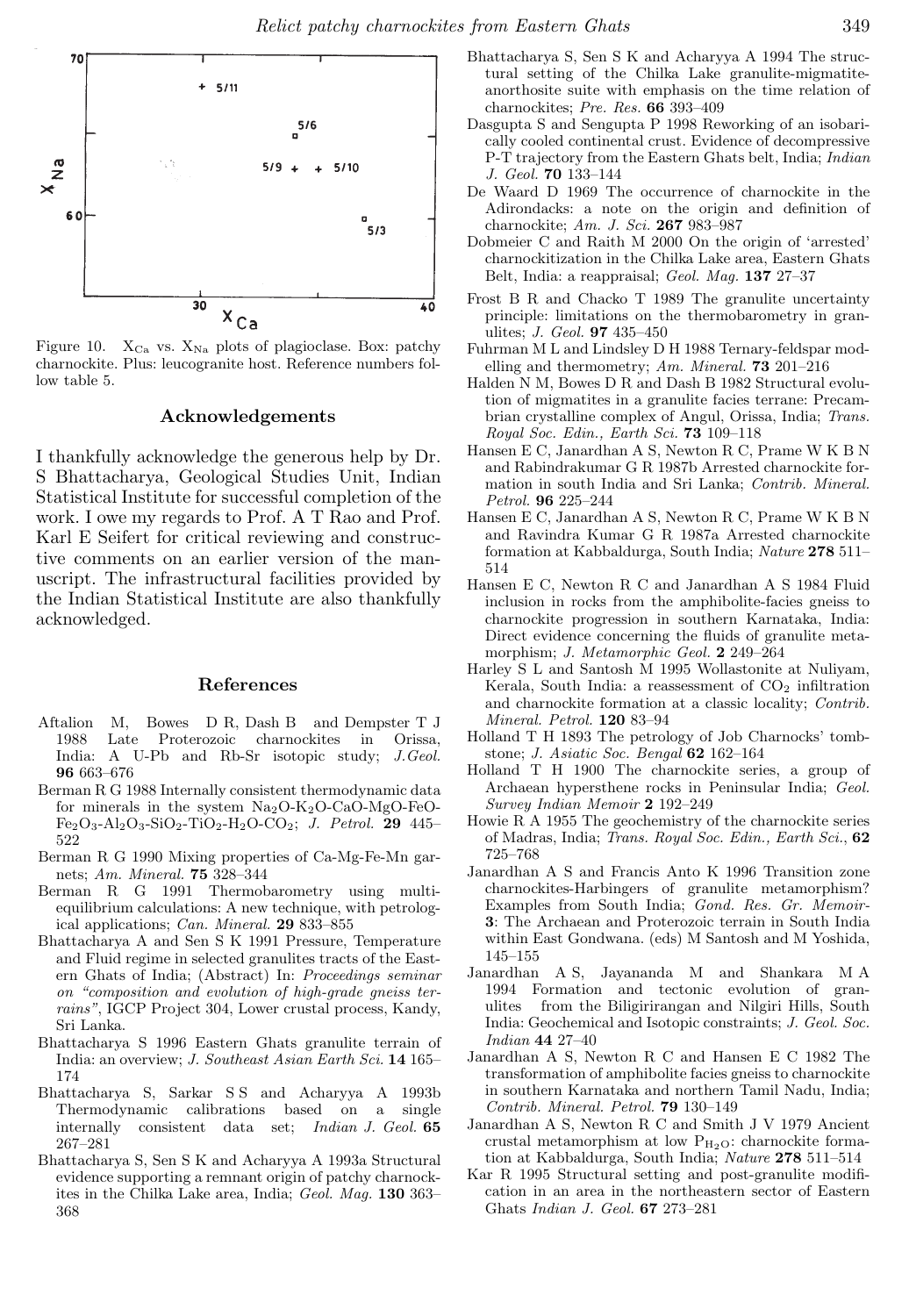Figure 10. $X_{Ca}$ vs. $X_{Na}$ plots of plagioclase. Box: patchy charnockite. Plus: leucogranite host. Reference numbers follow table 5.

## Acknowledgements

I thankfully acknowledge the generous help by Dr. S Bhattacharya, Geological Studies Unit, Indian Statistical Institute for successful completion of the work. I owe my regards to Prof. A T Rao and Prof. Karl E Seifert for critical reviewing and constructive comments on an earlier version of the manuscript. The infrastructural facilities provided by the Indian Statistical Institute are also thankfully acknowledged.

## References

Aftalion M, Bowes D R, Dash B and Dempster T J 1988 Late Proterozoic charnockites in Orissa, India: A U-Pb and Rb-Sr isotopic study; *J.Geol.* **96** 663–676

Berman R G 1988 Internally consistent thermodynamic data for minerals in the system $Na_2O$-$K_2O$-CaO-MgO-FeO-$Fe_2O_3$-$Al_2O_3$-$SiO_2$-$TiO_2$-$H_2O$-$CO_2$; *J. Petrol.* **29** 445–522

Berman R G 1990 Mixing properties of Ca-Mg-Fe-Mn garnets; *Am. Mineral.* **75** 328–344

Berman R G 1991 Thermobarometry using multi-equilibrium calculations: A new technique, with petrological applications; *Can. Mineral.* **29** 833–855

Bhattacharya A and Sen S K 1991 Pressure, Temperature and Fluid regime in selected granulites tracts of the Eastern Ghats of India; (Abstract) In: *Proceedings seminar on "composition and evolution of high-grade gneiss terrains"*, IGCP Project 304, Lower crustal process, Kandy, Sri Lanka.

Bhattacharya S 1996 Eastern Ghats granulite terrain of India: an overview; *J. Southeast Asian Earth Sci.* **14** 165–174

Bhattacharya S, Sarkar S S and Acharyya A 1993b Thermodynamic calibrations based on a single internally consistent data set; *Indian J. Geol.* **65** 267–281

Bhattacharya S, Sen S K and Acharyya A 1993a Structural evidence supporting a remnant origin of patchy charnockites in the Chilka Lake area, India; *Geol. Mag.* **130** 363–368

Bhattacharya S, Sen S K and Acharyya A 1994 The structural setting of the Chilka Lake granulite-migmatite-anorthosite suite with emphasis on the time relation of charnockites; *Pre. Res.* **66** 393–409

Dasgupta S and Sengupta P 1998 Reworking of an isobarically cooled continental crust. Evidence of decompressive P-T trajectory from the Eastern Ghats belt, India; *Indian J. Geol.* **70** 133–144

De Waard D 1969 The occurrence of charnockite in the Adirondacks: a note on the origin and definition of charnockite; *Am. J. Sci.* **267** 983–987

Dobmeier C and Raith M 2000 On the origin of 'arrested' charnockitization in the Chilka Lake area, Eastern Ghats Belt, India: a reappraisal; *Geol. Mag.* **137** 27–37

Frost B R and Chacko T 1989 The granulite uncertainty principle: limitations on the thermobarometry in granulites; *J. Geol.* **97** 435–450

Fuhrman M L and Lindsley D H 1988 Ternary-feldspar modelling and thermometry; *Am. Mineral.* **73** 201–216

Halden N M, Bowes D R and Dash B 1982 Structural evolution of migmatites in a granulite facies terrane: Precambrian crystalline complex of Angul, Orissa, India; *Trans. Royal Soc. Edin., Earth Sci.* **73** 109–118

Hansen E C, Janardhan A S, Newton R C, Prame W K B N and Rabindrakumar G R 1987b Arrested charnockite formation in south India and Sri Lanka; *Contrib. Mineral. Petrol.* **96** 225–244

Hansen E C, Janardhan A S, Newton R C, Prame W K B N and Ravindra Kumar G R 1987a Arrested charnockite formation at Kabbaldurga, South India; *Nature* **278** 511–514

Hansen E C, Newton R C and Janardhan A S 1984 Fluid inclusion in rocks from the amphibolite-facies gneiss to charnockite progression in southern Karnataka, India: Direct evidence concerning the fluids of granulite metamorphism; *J. Metamorphic Geol.* **2** 249–264

Harley S L and Santosh M 1995 Wollastonite at Nuliyam, Kerala, South India: a reassessment of $CO_2$ infiltration and charnockite formation at a classic locality; *Contrib. Mineral. Petrol.* **120** 83–94

Holland T H 1893 The petrology of Job Charnocks' tombstone; *J. Asiatic Soc. Bengal* **62** 162–164

Holland T H 1900 The charnockite series, a group of Archaean hypersthene rocks in Peninsular India; *Geol. Survey Indian Memoir* **2** 192–249

Howie R A 1955 The geochemistry of the charnockite series of Madras, India; *Trans. Royal Soc. Edin., Earth Sci.*, **62** 725–768

Janardhan A S and Francis Anto K 1996 Transition zone charnockites-Harbingers of granulite metamorphism? Examples from South India; *Gond. Res. Gr. Memoir-***3**: The Archaean and Proterozoic terrain in South India within East Gondwana. (eds) M Santosh and M Yoshida, 145–155

Janardhan A S, Jayananda M and Shankara M A 1994 Formation and tectonic evolution of granulites from the Biligirirangan and Nilgiri Hills, South India: Geochemical and Isotopic constraints; *J. Geol. Soc. Indian* **44** 27–40

Janardhan A S, Newton R C and Hansen E C 1982 The transformation of amphibolite facies gneiss to charnockite in southern Karnataka and northern Tamil Nadu, India; *Contrib. Mineral. Petrol.* **79** 130–149

Janardhan A S, Newton R C and Smith J V 1979 Ancient crustal metamorphism at low $P_{H_2O}$: charnockite formation at Kabbaldurga, South India; *Nature* **278** 511–514

Kar R 1995 Structural setting and post-granulite modification in an area in the northeastern sector of Eastern Ghats *Indian J. Geol.* **67** 273–281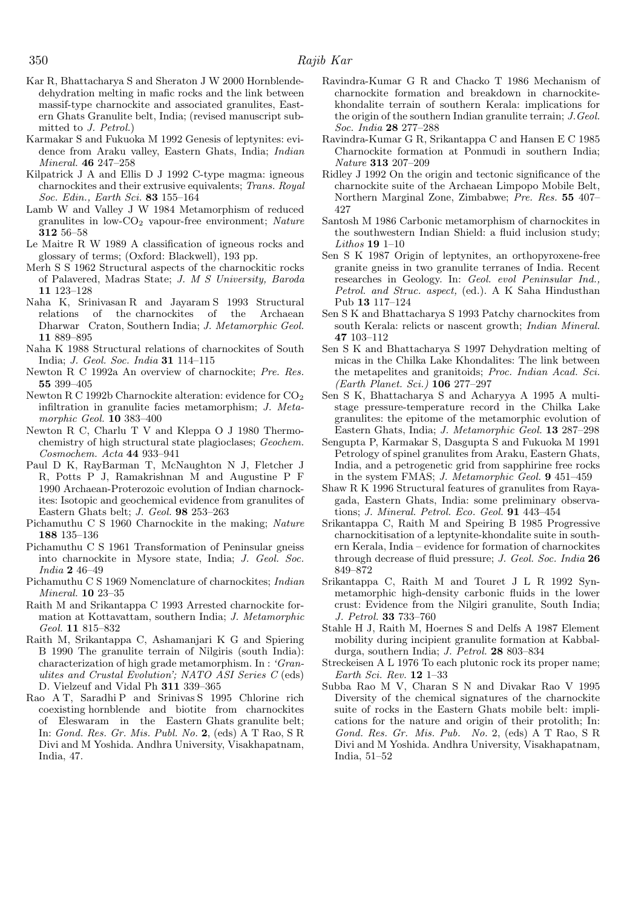Kar R, Bhattacharya S and Sheraton J W 2000 Hornblende-dehydration melting in mafic rocks and the link between massif-type charnockite and associated granulites, Eastern Ghats Granulite belt, India; (revised manuscript submitted to *J. Petrol.*)

Karmakar S and Fukuoka M 1992 Genesis of leptynites: evidence from Araku valley, Eastern Ghats, India; *Indian Mineral.* **46** 247–258

Kilpatrick J A and Ellis D J 1992 C-type magma: igneous charnockites and their extrusive equivalents; *Trans. Royal Soc. Edin., Earth Sci.* **83** 155–164

Lamb W and Valley J W 1984 Metamorphism of reduced granulites in low-$CO_2$ vapour-free environment; *Nature* **312** 56–58

Le Maitre R W 1989 A classification of igneous rocks and glossary of terms; (Oxford: Blackwell), 193 pp.

Merh S S 1962 Structural aspects of the charnockitic rocks of Palavered, Madras State; *J. M S University, Baroda* **11** 123–128

Naha K, Srinivasan R and Jayaram S 1993 Structural relations of the charnockites of the Archaean Dharwar Craton, Southern India; *J. Metamorphic Geol.* **11** 889–895

Naha K 1988 Structural relations of charnockites of South India; *J. Geol. Soc. India* **31** 114–115

Newton R C 1992a An overview of charnockite; *Pre. Res.* **55** 399–405

Newton R C 1992b Charnockite alteration: evidence for $CO_2$ infiltration in granulite facies metamorphism; *J. Metamorphic Geol.* **10** 383–400

Newton R C, Charlu T V and Kleppa O J 1980 Thermochemistry of high structural state plagioclases; *Geochem. Cosmochem. Acta* **44** 933–941

Paul D K, RayBarman T, McNaughton N J, Fletcher J R, Potts P J, Ramakrishnan M and Augustine P F 1990 Archaean-Proterozoic evolution of Indian charnockites: Isotopic and geochemical evidence from granulites of Eastern Ghats belt; *J. Geol.* **98** 253–263

Pichamuthu C S 1960 Charnockite in the making; *Nature* **188** 135–136

Pichamuthu C S 1961 Transformation of Peninsular gneiss into charnockite in Mysore state, India; *J. Geol. Soc. India* **2** 46–49

Pichamuthu C S 1969 Nomenclature of charnockites; *Indian Mineral.* **10** 23–35

Raith M and Srikantappa C 1993 Arrested charnockite formation at Kottavattam, southern India; *J. Metamorphic Geol.* **11** 815–832

Raith M, Srikantappa C, Ashamanjari K G and Spiering B 1990 The granulite terrain of Nilgiris (south India): characterization of high grade metamorphism. In : *'Granulites and Crustal Evolution'; NATO ASI Series C* (eds) D. Vielzeuf and Vidal Ph **311** 339–365

Rao A T, Saradhi P and Srinivas S 1995 Chlorine rich coexisting hornblende and biotite from charnockites of Eleswaram in the Eastern Ghats granulite belt; In: *Gond. Res. Gr. Mis. Publ. No.* **2**, (eds) A T Rao, S R Divi and M Yoshida. Andhra University, Visakhapatnam, India, 47.

Ravindra-Kumar G R and Chacko T 1986 Mechanism of charnockite formation and breakdown in charnockite-khondalite terrain of southern Kerala: implications for the origin of the southern Indian granulite terrain; *J.Geol. Soc. India* **28** 277–288

Ravindra-Kumar G R, Srikantappa C and Hansen E C 1985 Charnockite formation at Ponmudi in southern India; *Nature* **313** 207–209

Ridley J 1992 On the origin and tectonic significance of the charnockite suite of the Archaean Limpopo Mobile Belt, Northern Marginal Zone, Zimbabwe; *Pre. Res.* **55** 407–427

Santosh M 1986 Carbonic metamorphism of charnockites in the southwestern Indian Shield: a fluid inclusion study; *Lithos* **19** 1–10

Sen S K 1987 Origin of leptynites, an orthopyroxene-free granite gneiss in two granulite terranes of India. Recent researches in Geology. In: *Geol. evol Peninsular Ind., Petrol. and Struc. aspect,* (ed.). A K Saha Hindusthan Pub **13** 117–124

Sen S K and Bhattacharya S 1993 Patchy charnockites from south Kerala: relicts or nascent growth; *Indian Mineral.* **47** 103–112

Sen S K and Bhattacharya S 1997 Dehydration melting of micas in the Chilka Lake Khondalites: The link between the metapelites and granitoids; *Proc. Indian Acad. Sci. (Earth Planet. Sci.)* **106** 277–297

Sen S K, Bhattacharya S and Acharyya A 1995 A multistage pressure-temperature record in the Chilka Lake granulites: the epitome of the metamorphic evolution of Eastern Ghats, India; *J. Metamorphic Geol.* **13** 287–298

Sengupta P, Karmakar S, Dasgupta S and Fukuoka M 1991 Petrology of spinel granulites from Araku, Eastern Ghats, India, and a petrogenetic grid from sapphirine free rocks in the system FMAS; *J. Metamorphic Geol.* **9** 451–459

Shaw R K 1996 Structural features of granulites from Rayagada, Eastern Ghats, India: some preliminary observations; *J. Mineral. Petrol. Eco. Geol.* **91** 443–454

Srikantappa C, Raith M and Speiring B 1985 Progressive charnockitisation of a leptynite-khondalite suite in southern Kerala, India – evidence for formation of charnockites through decrease of fluid pressure; *J. Geol. Soc. India* **26** 849–872

Srikantappa C, Raith M and Touret J L R 1992 Synmetamorphic high-density carbonic fluids in the lower crust: Evidence from the Nilgiri granulite, South India; *J. Petrol.* **33** 733–760

Stahle H J, Raith M, Hoernes S and Delfs A 1987 Element mobility during incipient granulite formation at Kabbaldurga, southern India; *J. Petrol.* **28** 803–834

Streckeisen A L 1976 To each plutonic rock its proper name; *Earth Sci. Rev.* **12** 1–33

Subba Rao M V, Charan S N and Divakar Rao V 1995 Diversity of the chemical signatures of the charnockite suite of rocks in the Eastern Ghats mobile belt: implications for the nature and origin of their protolith; In: *Gond. Res. Gr. Mis. Pub. No.* 2, (eds) A T Rao, S R Divi and M Yoshida. Andhra University, Visakhapatnam, India, 51–52